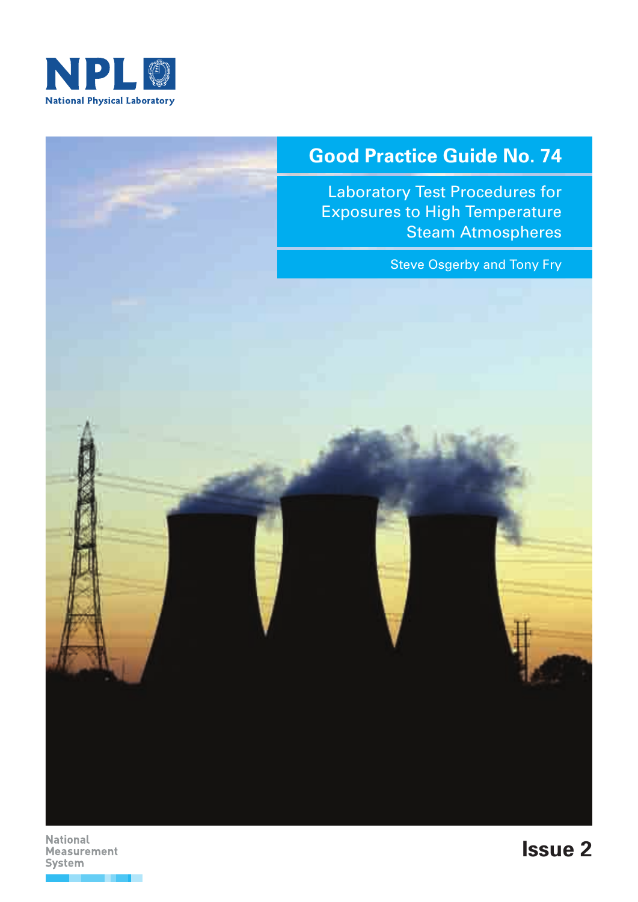NPL

National Physical Laboratory

# Good Practice Guide No. 74

## Laboratory Test Procedures for Exposures to High Temperature Steam Atmospheres

Steve Osgerby and Tony Fry

National Measurement System

Issue 2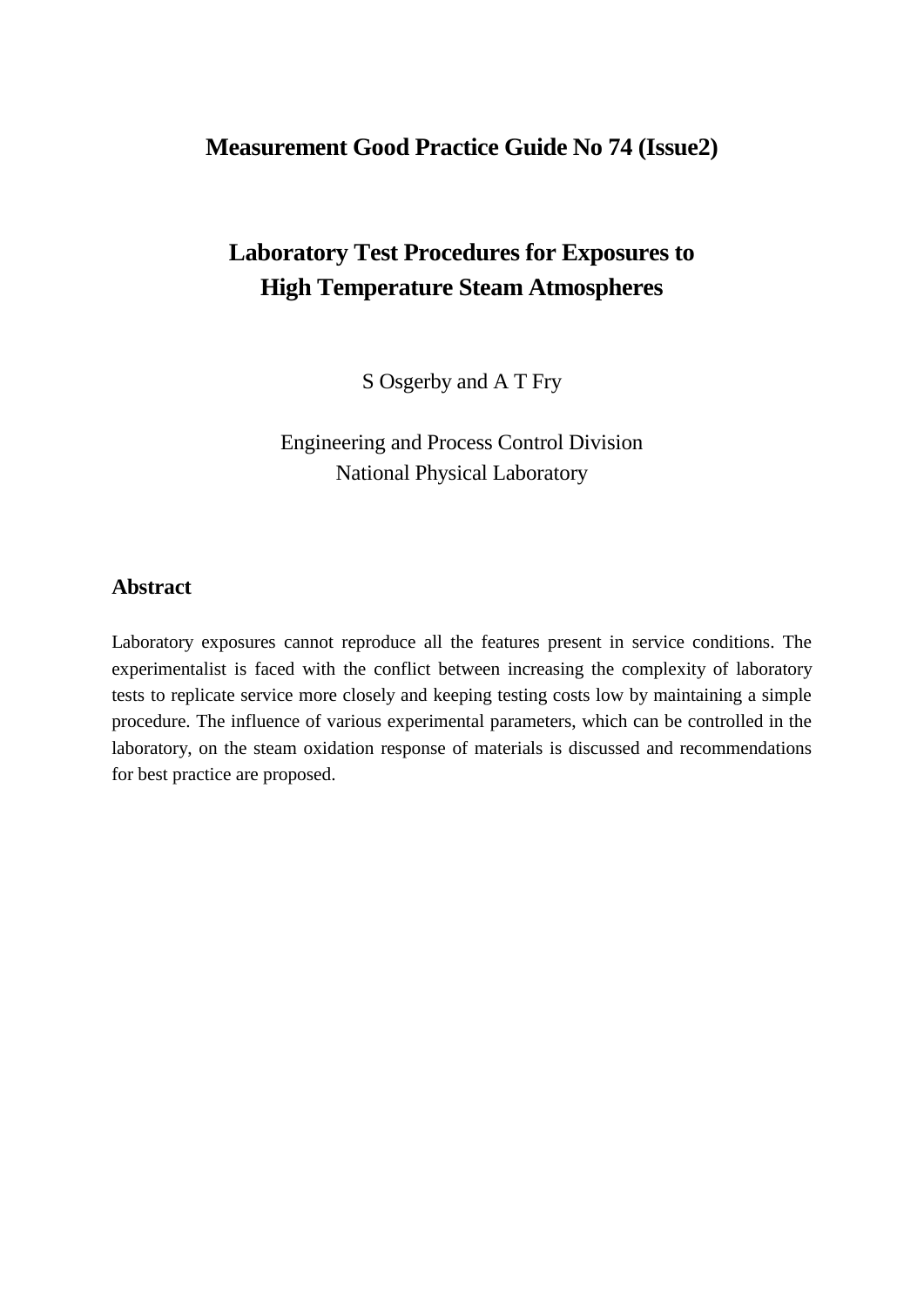# Measurement Good Practice Guide No 74 (Issue2)

# Laboratory Test Procedures for Exposures to High Temperature Steam Atmospheres

S Osgerby and A T Fry

Engineering and Process Control Division
National Physical Laboratory

## Abstract

Laboratory exposures cannot reproduce all the features present in service conditions. The experimentalist is faced with the conflict between increasing the complexity of laboratory tests to replicate service more closely and keeping testing costs low by maintaining a simple procedure. The influence of various experimental parameters, which can be controlled in the laboratory, on the steam oxidation response of materials is discussed and recommendations for best practice are proposed.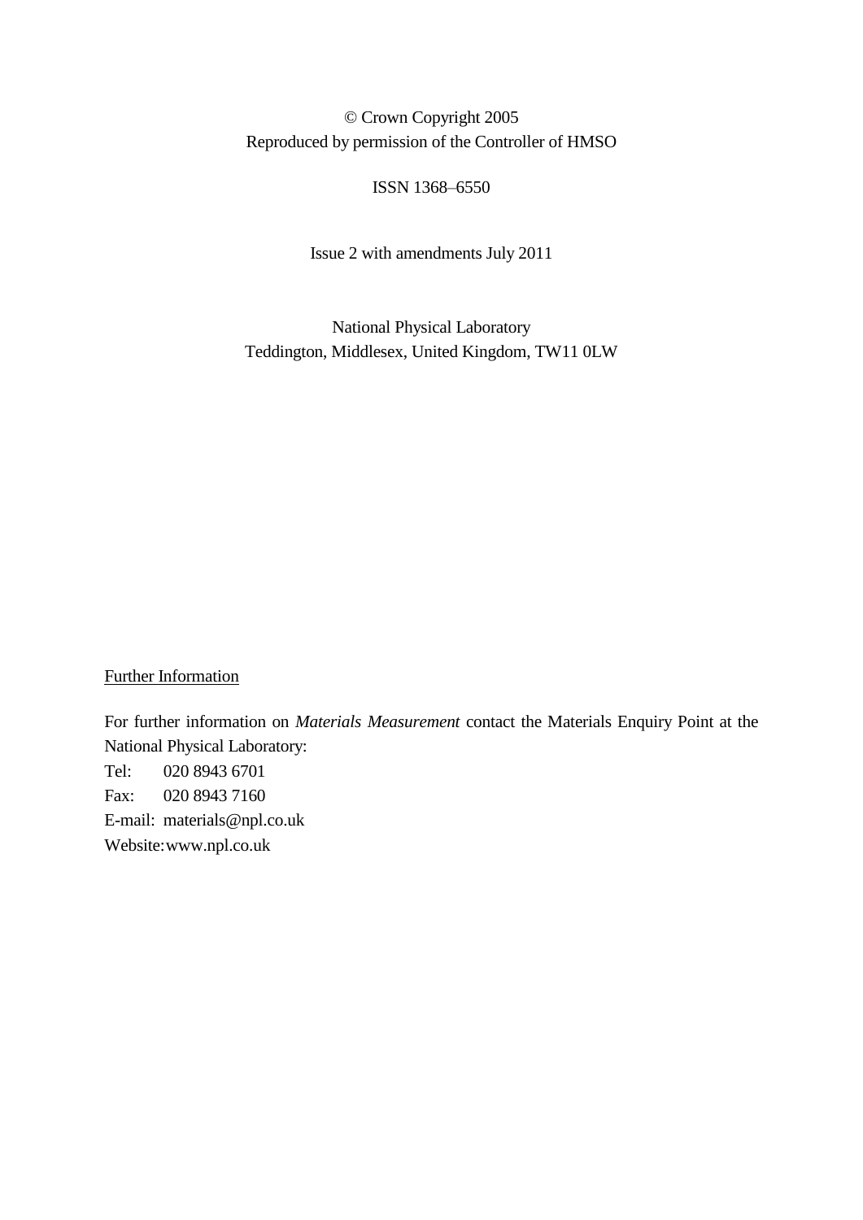© Crown Copyright 2005
Reproduced by permission of the Controller of HMSO

ISSN 1368–6550

Issue 2 with amendments July 2011

National Physical Laboratory
Teddington, Middlesex, United Kingdom, TW11 0LW

Further Information

For further information on *Materials Measurement* contact the Materials Enquiry Point at the National Physical Laboratory:

Tel: 020 8943 6701
Fax: 020 8943 7160
E-mail: materials@npl.co.uk
Website: www.npl.co.uk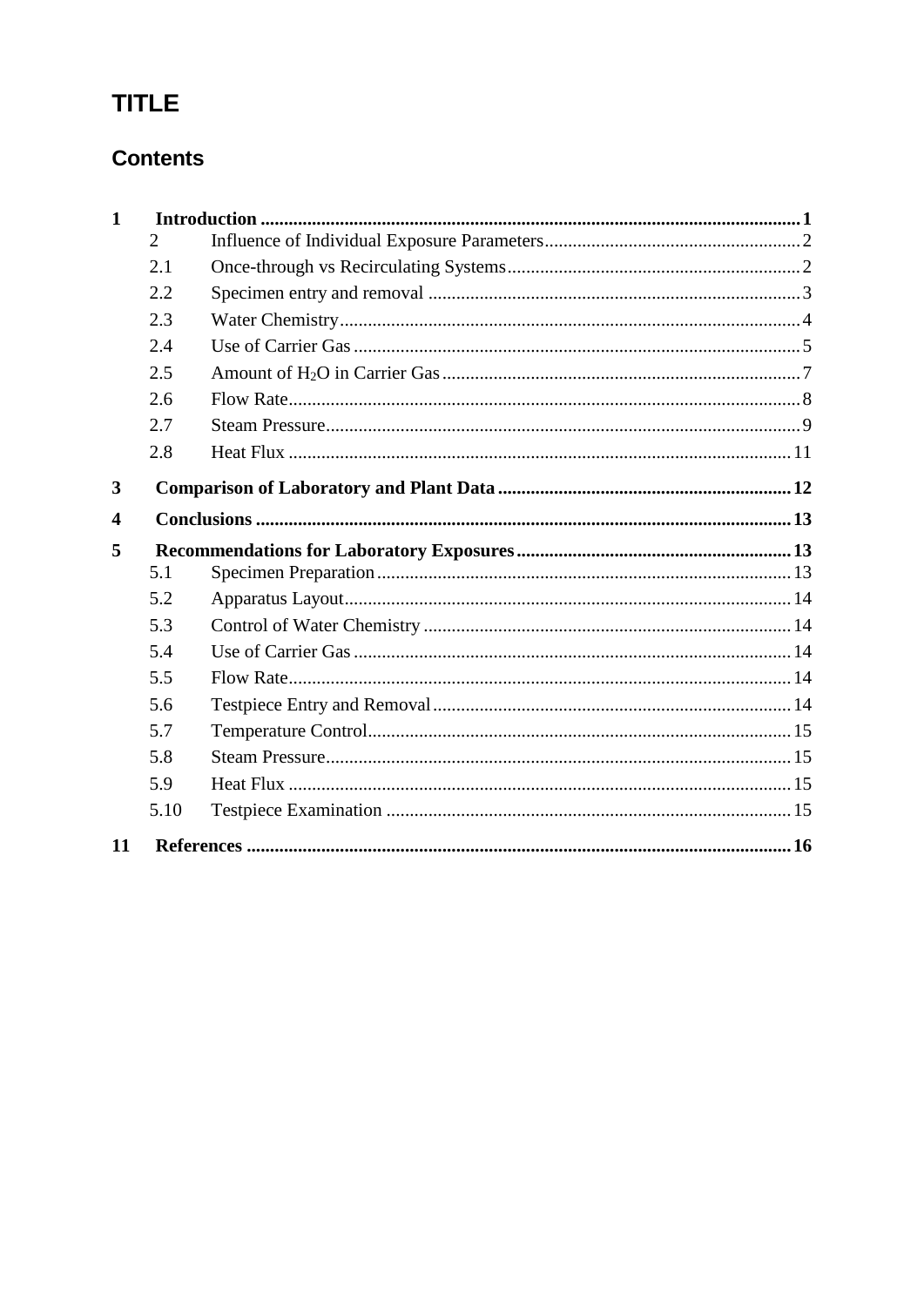# TITLE

## Contents

**1 Introduction** .......... **1**

2 Influence of Individual Exposure Parameters .......... 2

2.1 Once-through vs Recirculating Systems .......... 2

2.2 Specimen entry and removal .......... 3

2.3 Water Chemistry .......... 4

2.4 Use of Carrier Gas .......... 5

2.5 Amount of $H_2O$ in Carrier Gas .......... 7

2.6 Flow Rate .......... 8

2.7 Steam Pressure .......... 9

2.8 Heat Flux .......... 11

**3 Comparison of Laboratory and Plant Data** .......... **12**

**4 Conclusions** .......... **13**

**5 Recommendations for Laboratory Exposures** .......... **13**

5.1 Specimen Preparation .......... 13

5.2 Apparatus Layout .......... 14

5.3 Control of Water Chemistry .......... 14

5.4 Use of Carrier Gas .......... 14

5.5 Flow Rate .......... 14

5.6 Testpiece Entry and Removal .......... 14

5.7 Temperature Control .......... 15

5.8 Steam Pressure .......... 15

5.9 Heat Flux .......... 15

5.10 Testpiece Examination .......... 15

**11 References** .......... **16**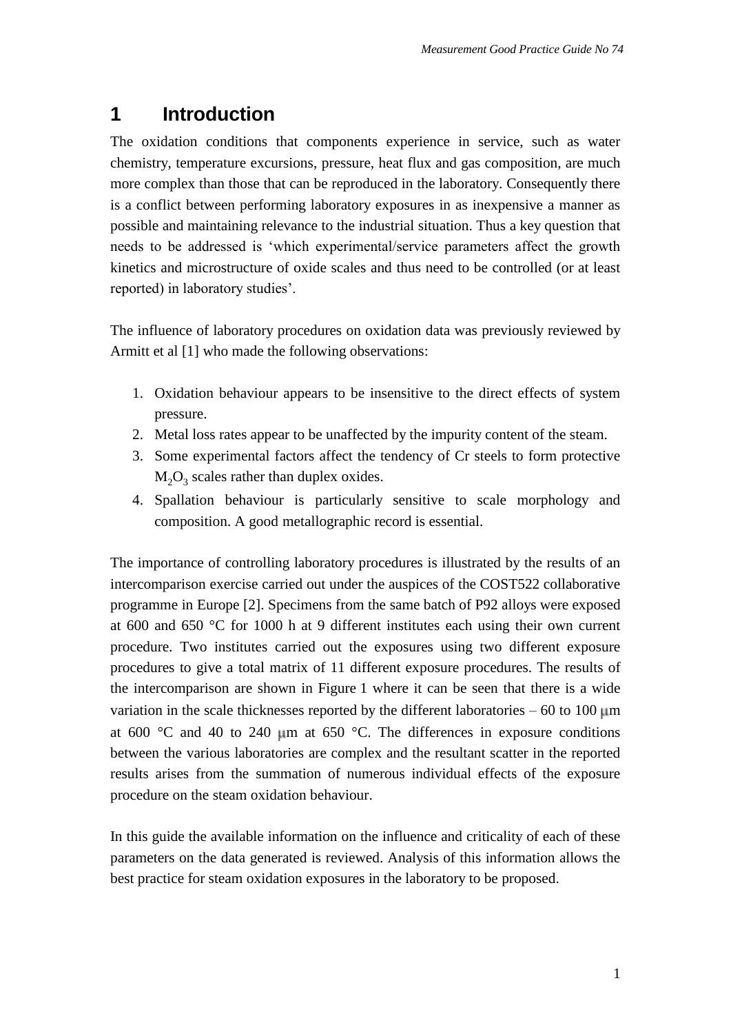# 1 Introduction

The oxidation conditions that components experience in service, such as water chemistry, temperature excursions, pressure, heat flux and gas composition, are much more complex than those that can be reproduced in the laboratory. Consequently there is a conflict between performing laboratory exposures in as inexpensive a manner as possible and maintaining relevance to the industrial situation. Thus a key question that needs to be addressed is 'which experimental/service parameters affect the growth kinetics and microstructure of oxide scales and thus need to be controlled (or at least reported) in laboratory studies'.

The influence of laboratory procedures on oxidation data was previously reviewed by Armitt et al [1] who made the following observations:

1. Oxidation behaviour appears to be insensitive to the direct effects of system pressure.
2. Metal loss rates appear to be unaffected by the impurity content of the steam.
3. Some experimental factors affect the tendency of Cr steels to form protective $M_2O_3$ scales rather than duplex oxides.
4. Spallation behaviour is particularly sensitive to scale morphology and composition. A good metallographic record is essential.

The importance of controlling laboratory procedures is illustrated by the results of an intercomparison exercise carried out under the auspices of the COST522 collaborative programme in Europe [2]. Specimens from the same batch of P92 alloys were exposed at 600 and 650 °C for 1000 h at 9 different institutes each using their own current procedure. Two institutes carried out the exposures using two different exposure procedures to give a total matrix of 11 different exposure procedures. The results of the intercomparison are shown in Figure 1 where it can be seen that there is a wide variation in the scale thicknesses reported by the different laboratories – 60 to 100 μm at 600 °C and 40 to 240 μm at 650 °C. The differences in exposure conditions between the various laboratories are complex and the resultant scatter in the reported results arises from the summation of numerous individual effects of the exposure procedure on the steam oxidation behaviour.

In this guide the available information on the influence and criticality of each of these parameters on the data generated is reviewed. Analysis of this information allows the best practice for steam oxidation exposures in the laboratory to be proposed.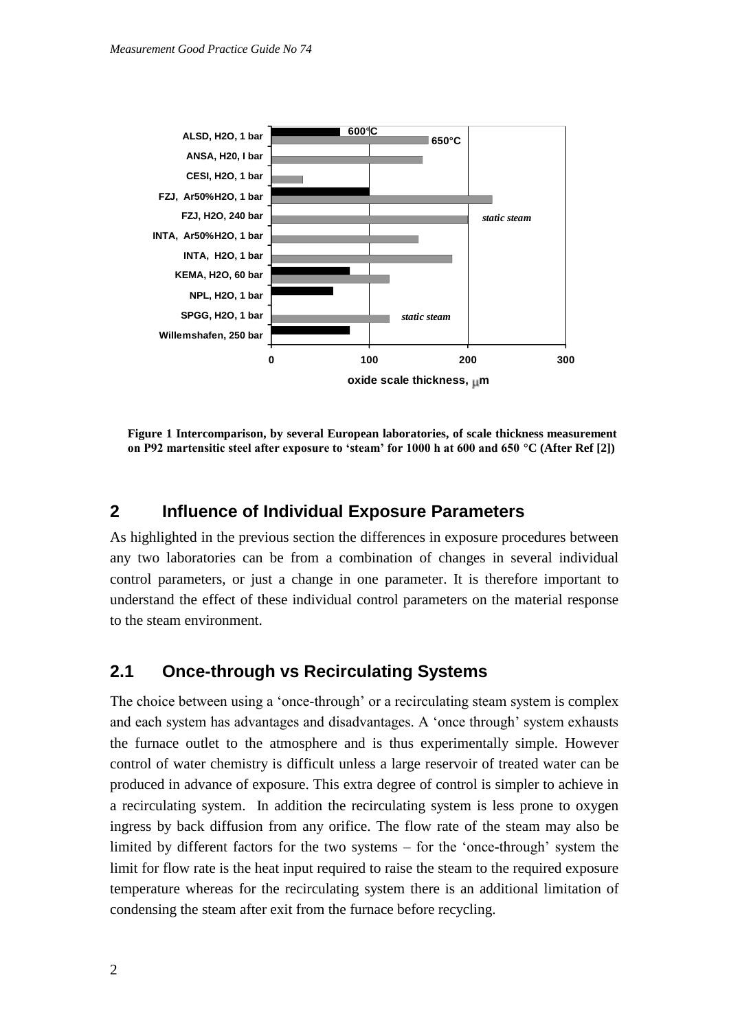Figure 1 Intercomparison, by several European laboratories, of scale thickness measurement on P92 martensitic steel after exposure to 'steam' for 1000 h at 600 and 650 °C (After Ref [2])

## 2 Influence of Individual Exposure Parameters

As highlighted in the previous section the differences in exposure procedures between any two laboratories can be from a combination of changes in several individual control parameters, or just a change in one parameter. It is therefore important to understand the effect of these individual control parameters on the material response to the steam environment.

### 2.1 Once-through vs Recirculating Systems

The choice between using a 'once-through' or a recirculating steam system is complex and each system has advantages and disadvantages. A 'once through' system exhausts the furnace outlet to the atmosphere and is thus experimentally simple. However control of water chemistry is difficult unless a large reservoir of treated water can be produced in advance of exposure. This extra degree of control is simpler to achieve in a recirculating system. In addition the recirculating system is less prone to oxygen ingress by back diffusion from any orifice. The flow rate of the steam may also be limited by different factors for the two systems – for the 'once-through' system the limit for flow rate is the heat input required to raise the steam to the required exposure temperature whereas for the recirculating system there is an additional limitation of condensing the steam after exit from the furnace before recycling.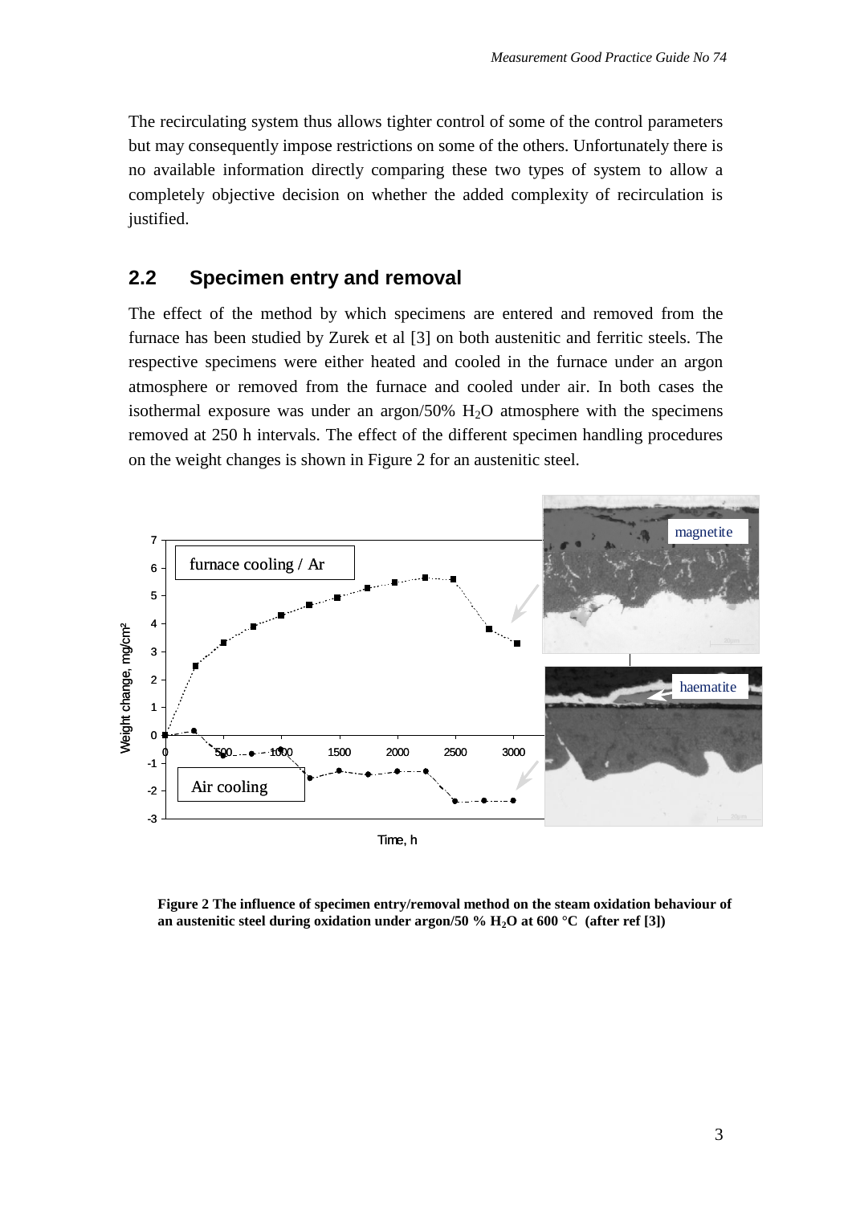The recirculating system thus allows tighter control of some of the control parameters but may consequently impose restrictions on some of the others. Unfortunately there is no available information directly comparing these two types of system to allow a completely objective decision on whether the added complexity of recirculation is justified.

## 2.2 Specimen entry and removal

The effect of the method by which specimens are entered and removed from the furnace has been studied by Zurek et al [3] on both austenitic and ferritic steels. The respective specimens were either heated and cooled in the furnace under an argon atmosphere or removed from the furnace and cooled under air. In both cases the isothermal exposure was under an argon/50% $H_2O$ atmosphere with the specimens removed at 250 h intervals. The effect of the different specimen handling procedures on the weight changes is shown in Figure 2 for an austenitic steel.

**Figure 2 The influence of specimen entry/removal method on the steam oxidation behaviour of an austenitic steel during oxidation under argon/50 % $H_2O$ at 600 °C (after ref [3])**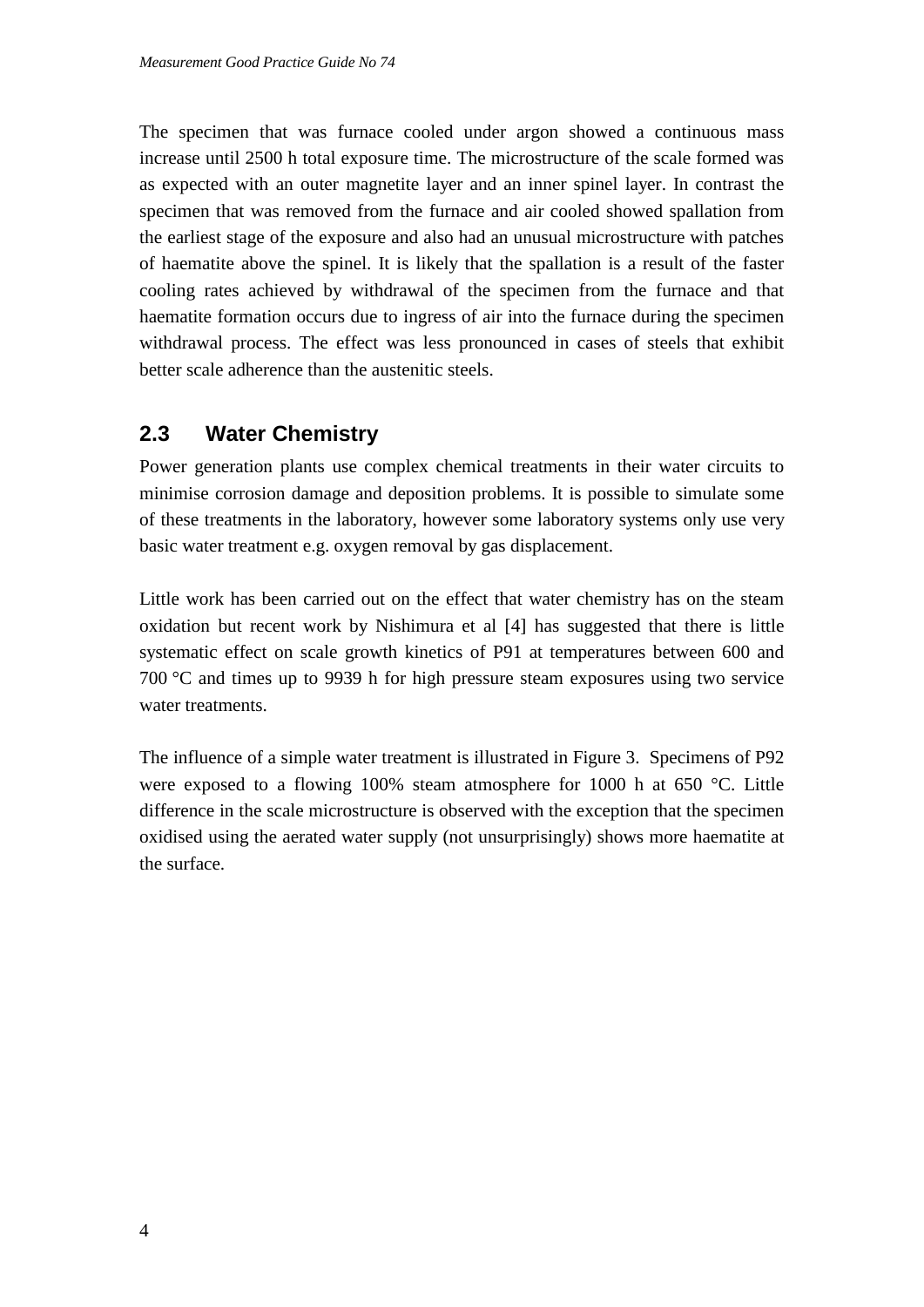The specimen that was furnace cooled under argon showed a continuous mass increase until 2500 h total exposure time. The microstructure of the scale formed was as expected with an outer magnetite layer and an inner spinel layer. In contrast the specimen that was removed from the furnace and air cooled showed spallation from the earliest stage of the exposure and also had an unusual microstructure with patches of haematite above the spinel. It is likely that the spallation is a result of the faster cooling rates achieved by withdrawal of the specimen from the furnace and that haematite formation occurs due to ingress of air into the furnace during the specimen withdrawal process. The effect was less pronounced in cases of steels that exhibit better scale adherence than the austenitic steels.

## 2.3 Water Chemistry

Power generation plants use complex chemical treatments in their water circuits to minimise corrosion damage and deposition problems. It is possible to simulate some of these treatments in the laboratory, however some laboratory systems only use very basic water treatment e.g. oxygen removal by gas displacement.

Little work has been carried out on the effect that water chemistry has on the steam oxidation but recent work by Nishimura et al [4] has suggested that there is little systematic effect on scale growth kinetics of P91 at temperatures between 600 and 700 °C and times up to 9939 h for high pressure steam exposures using two service water treatments.

The influence of a simple water treatment is illustrated in Figure 3. Specimens of P92 were exposed to a flowing 100% steam atmosphere for 1000 h at 650 °C. Little difference in the scale microstructure is observed with the exception that the specimen oxidised using the aerated water supply (not unsurprisingly) shows more haematite at the surface.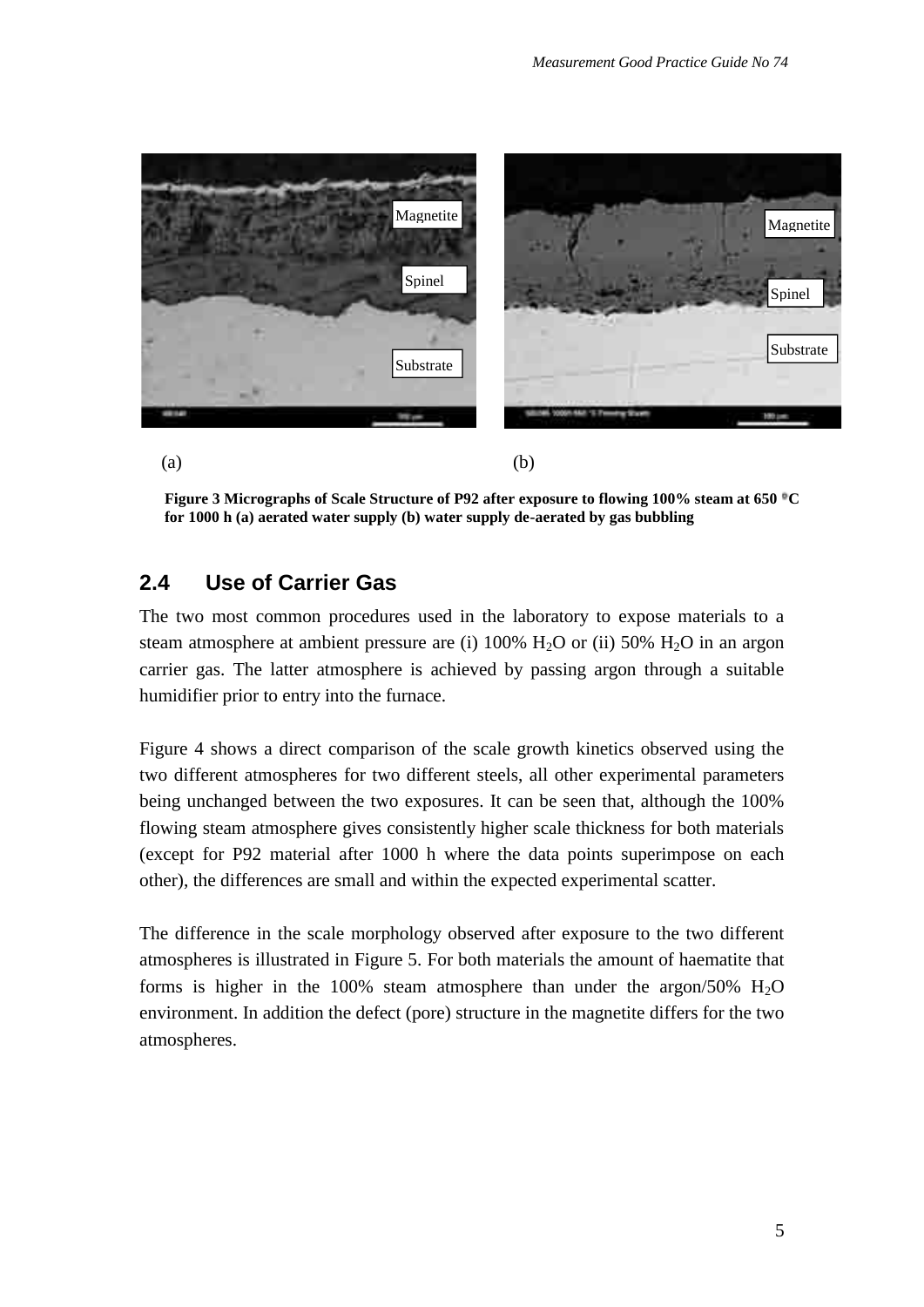(a) (b)

**Figure 3 Micrographs of Scale Structure of P92 after exposure to flowing 100% steam at 650 °C for 1000 h (a) aerated water supply (b) water supply de-aerated by gas bubbling**

## 2.4 Use of Carrier Gas

The two most common procedures used in the laboratory to expose materials to a steam atmosphere at ambient pressure are (i) 100% $H_2O$ or (ii) 50% $H_2O$ in an argon carrier gas. The latter atmosphere is achieved by passing argon through a suitable humidifier prior to entry into the furnace.

Figure 4 shows a direct comparison of the scale growth kinetics observed using the two different atmospheres for two different steels, all other experimental parameters being unchanged between the two exposures. It can be seen that, although the 100% flowing steam atmosphere gives consistently higher scale thickness for both materials (except for P92 material after 1000 h where the data points superimpose on each other), the differences are small and within the expected experimental scatter.

The difference in the scale morphology observed after exposure to the two different atmospheres is illustrated in Figure 5. For both materials the amount of haematite that forms is higher in the 100% steam atmosphere than under the argon/50% $H_2O$ environment. In addition the defect (pore) structure in the magnetite differs for the two atmospheres.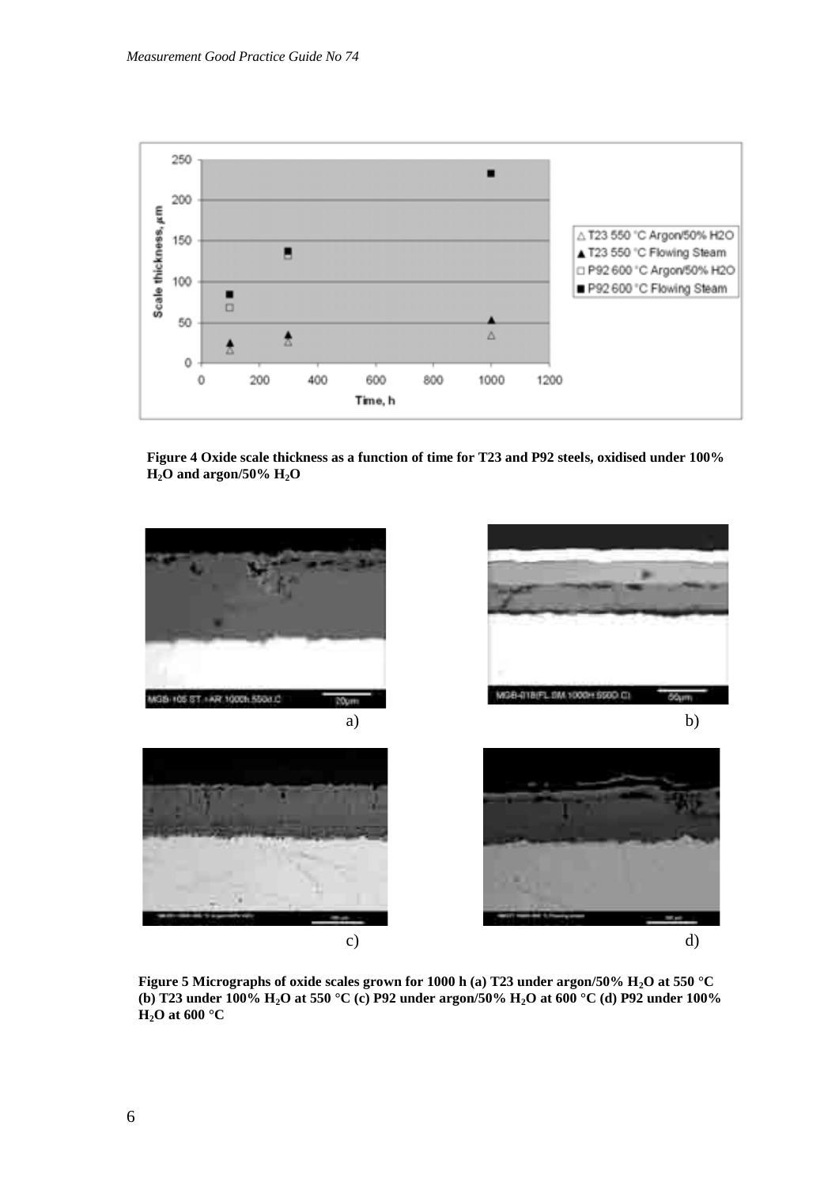Figure 4 Oxide scale thickness as a function of time for T23 and P92 steels, oxidised under 100% $H_2O$ and argon/50% $H_2O$

a)

b)

c)

d)

Figure 5 Micrographs of oxide scales grown for 1000 h (a) T23 under argon/50% $H_2O$ at 550 °C (b) T23 under 100% $H_2O$ at 550 °C (c) P92 under argon/50% $H_2O$ at 600 °C (d) P92 under 100% $H_2O$ at 600 °C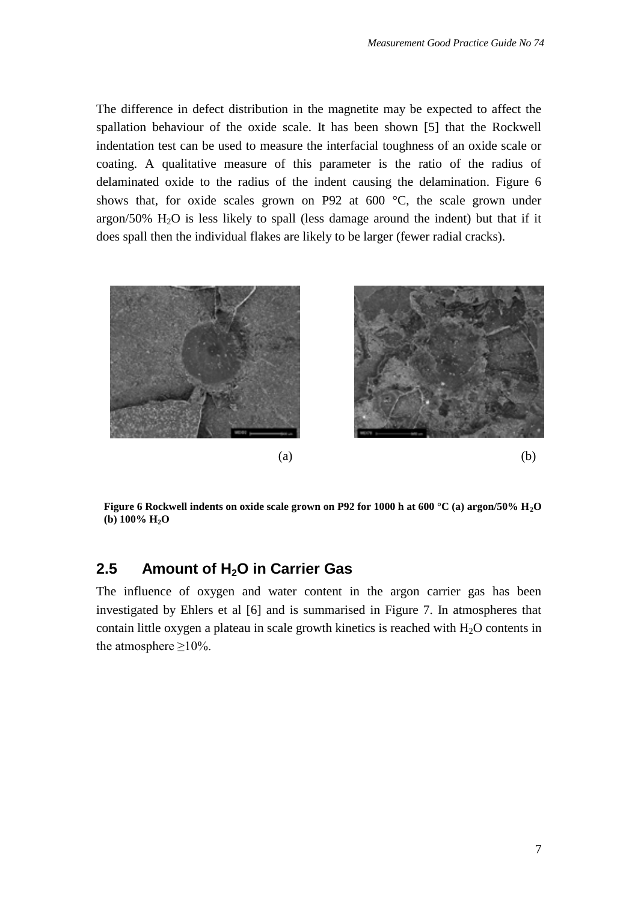The difference in defect distribution in the magnetite may be expected to affect the spallation behaviour of the oxide scale. It has been shown [5] that the Rockwell indentation test can be used to measure the interfacial toughness of an oxide scale or coating. A qualitative measure of this parameter is the ratio of the radius of delaminated oxide to the radius of the indent causing the delamination. Figure 6 shows that, for oxide scales grown on P92 at 600 °C, the scale grown under argon/50% $H_2O$ is less likely to spall (less damage around the indent) but that if it does spall then the individual flakes are likely to be larger (fewer radial cracks).

(a)

(b)

**Figure 6 Rockwell indents on oxide scale grown on P92 for 1000 h at 600 °C (a) argon/50% $H_2O$ (b) 100% $H_2O$**

## 2.5 Amount of $H_2O$ in Carrier Gas

The influence of oxygen and water content in the argon carrier gas has been investigated by Ehlers et al [6] and is summarised in Figure 7. In atmospheres that contain little oxygen a plateau in scale growth kinetics is reached with $H_2O$ contents in the atmosphere $\geq$10%.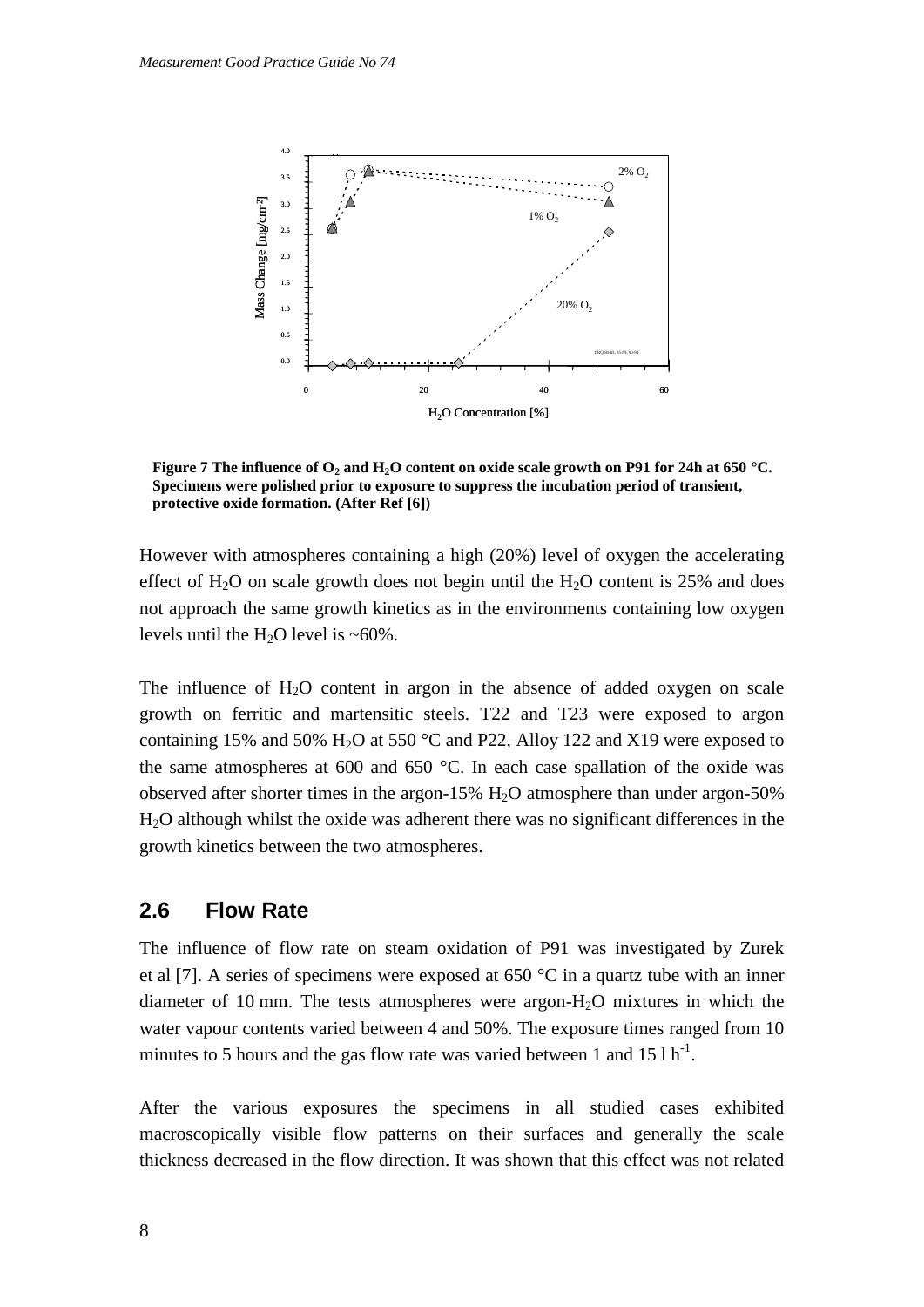**Figure 7 The influence of $O_2$ and $H_2O$ content on oxide scale growth on P91 for 24h at 650 °C. Specimens were polished prior to exposure to suppress the incubation period of transient, protective oxide formation. (After Ref [6])**

However with atmospheres containing a high (20%) level of oxygen the accelerating effect of $H_2O$ on scale growth does not begin until the $H_2O$ content is 25% and does not approach the same growth kinetics as in the environments containing low oxygen levels until the $H_2O$ level is ~60%.

The influence of $H_2O$ content in argon in the absence of added oxygen on scale growth on ferritic and martensitic steels. T22 and T23 were exposed to argon containing 15% and 50% $H_2O$ at 550 °C and P22, Alloy 122 and X19 were exposed to the same atmospheres at 600 and 650 °C. In each case spallation of the oxide was observed after shorter times in the argon-15% $H_2O$ atmosphere than under argon-50% $H_2O$ although whilst the oxide was adherent there was no significant differences in the growth kinetics between the two atmospheres.

## 2.6 Flow Rate

The influence of flow rate on steam oxidation of P91 was investigated by Zurek et al [7]. A series of specimens were exposed at 650 °C in a quartz tube with an inner diameter of 10 mm. The tests atmospheres were argon-$H_2O$ mixtures in which the water vapour contents varied between 4 and 50%. The exposure times ranged from 10 minutes to 5 hours and the gas flow rate was varied between 1 and 15 l $h^{-1}$.

After the various exposures the specimens in all studied cases exhibited macroscopically visible flow patterns on their surfaces and generally the scale thickness decreased in the flow direction. It was shown that this effect was not related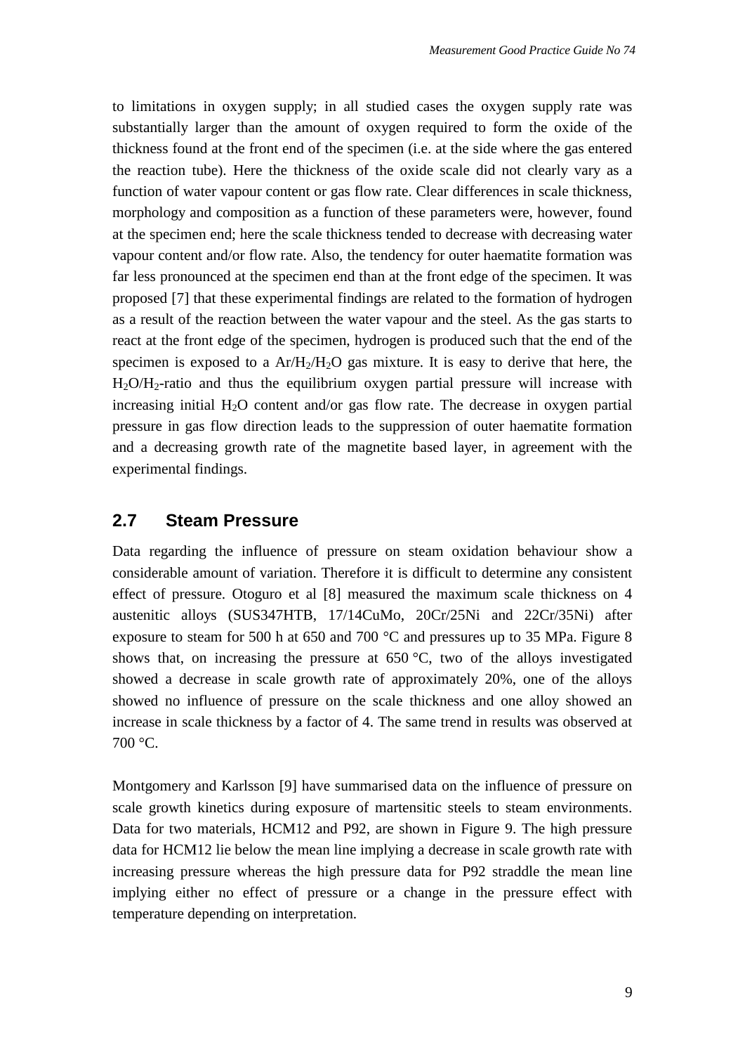to limitations in oxygen supply; in all studied cases the oxygen supply rate was substantially larger than the amount of oxygen required to form the oxide of the thickness found at the front end of the specimen (i.e. at the side where the gas entered the reaction tube). Here the thickness of the oxide scale did not clearly vary as a function of water vapour content or gas flow rate. Clear differences in scale thickness, morphology and composition as a function of these parameters were, however, found at the specimen end; here the scale thickness tended to decrease with decreasing water vapour content and/or flow rate. Also, the tendency for outer haematite formation was far less pronounced at the specimen end than at the front edge of the specimen. It was proposed [7] that these experimental findings are related to the formation of hydrogen as a result of the reaction between the water vapour and the steel. As the gas starts to react at the front edge of the specimen, hydrogen is produced such that the end of the specimen is exposed to a $Ar/H_2/H_2O$ gas mixture. It is easy to derive that here, the $H_2O/H_2$-ratio and thus the equilibrium oxygen partial pressure will increase with increasing initial $H_2O$ content and/or gas flow rate. The decrease in oxygen partial pressure in gas flow direction leads to the suppression of outer haematite formation and a decreasing growth rate of the magnetite based layer, in agreement with the experimental findings.

## 2.7 Steam Pressure

Data regarding the influence of pressure on steam oxidation behaviour show a considerable amount of variation. Therefore it is difficult to determine any consistent effect of pressure. Otoguro et al [8] measured the maximum scale thickness on 4 austenitic alloys (SUS347HTB, 17/14CuMo, 20Cr/25Ni and 22Cr/35Ni) after exposure to steam for 500 h at 650 and 700 °C and pressures up to 35 MPa. Figure 8 shows that, on increasing the pressure at 650 °C, two of the alloys investigated showed a decrease in scale growth rate of approximately 20%, one of the alloys showed no influence of pressure on the scale thickness and one alloy showed an increase in scale thickness by a factor of 4. The same trend in results was observed at 700 °C.

Montgomery and Karlsson [9] have summarised data on the influence of pressure on scale growth kinetics during exposure of martensitic steels to steam environments. Data for two materials, HCM12 and P92, are shown in Figure 9. The high pressure data for HCM12 lie below the mean line implying a decrease in scale growth rate with increasing pressure whereas the high pressure data for P92 straddle the mean line implying either no effect of pressure or a change in the pressure effect with temperature depending on interpretation.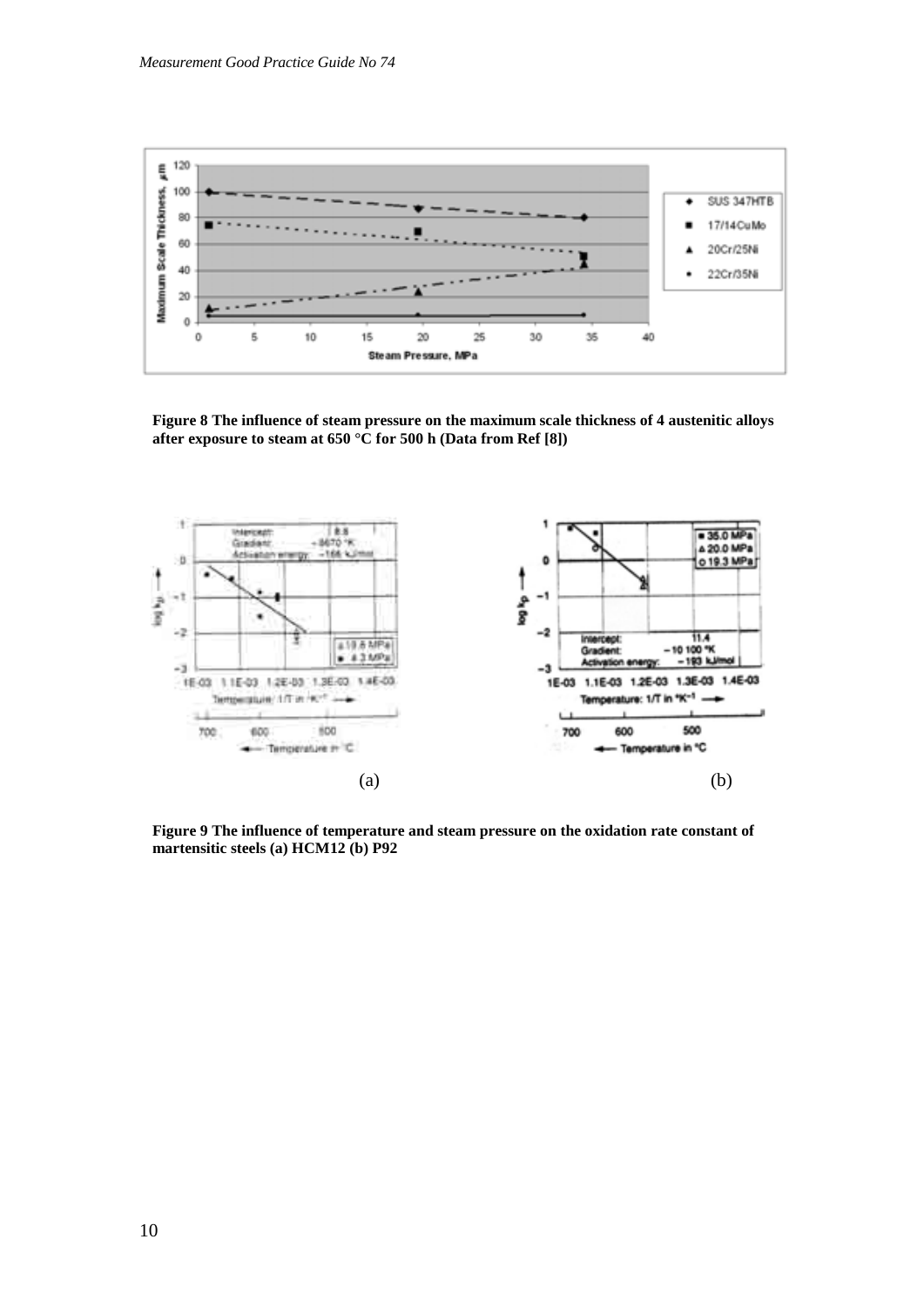**Figure 8 The influence of steam pressure on the maximum scale thickness of 4 austenitic alloys after exposure to steam at 650 °C for 500 h (Data from Ref [8])**

(a)

(b)

**Figure 9 The influence of temperature and steam pressure on the oxidation rate constant of martensitic steels (a) HCM12 (b) P92**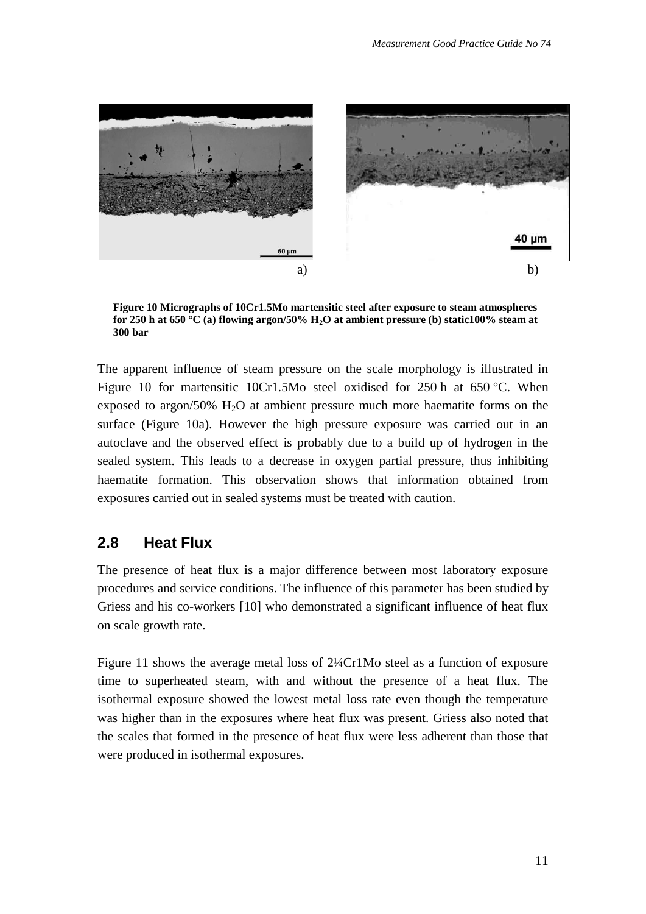a) b)

**Figure 10 Micrographs of 10Cr1.5Mo martensitic steel after exposure to steam atmospheres for 250 h at 650 °C (a) flowing argon/50% $H_2O$ at ambient pressure (b) static100% steam at 300 bar**

The apparent influence of steam pressure on the scale morphology is illustrated in Figure 10 for martensitic 10Cr1.5Mo steel oxidised for 250 h at 650 °C. When exposed to argon/50% $H_2O$ at ambient pressure much more haematite forms on the surface (Figure 10a). However the high pressure exposure was carried out in an autoclave and the observed effect is probably due to a build up of hydrogen in the sealed system. This leads to a decrease in oxygen partial pressure, thus inhibiting haematite formation. This observation shows that information obtained from exposures carried out in sealed systems must be treated with caution.

## 2.8 Heat Flux

The presence of heat flux is a major difference between most laboratory exposure procedures and service conditions. The influence of this parameter has been studied by Griess and his co-workers [10] who demonstrated a significant influence of heat flux on scale growth rate.

Figure 11 shows the average metal loss of 2¼Cr1Mo steel as a function of exposure time to superheated steam, with and without the presence of a heat flux. The isothermal exposure showed the lowest metal loss rate even though the temperature was higher than in the exposures where heat flux was present. Griess also noted that the scales that formed in the presence of heat flux were less adherent than those that were produced in isothermal exposures.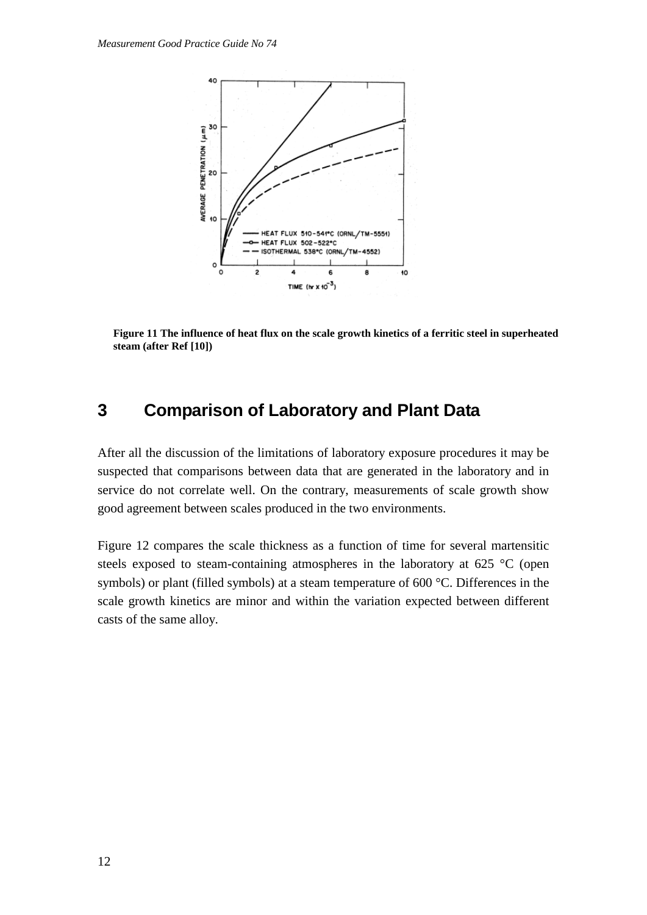Figure 11 The influence of heat flux on the scale growth kinetics of a ferritic steel in superheated steam (after Ref [10])

## 3 Comparison of Laboratory and Plant Data

After all the discussion of the limitations of laboratory exposure procedures it may be suspected that comparisons between data that are generated in the laboratory and in service do not correlate well. On the contrary, measurements of scale growth show good agreement between scales produced in the two environments.

Figure 12 compares the scale thickness as a function of time for several martensitic steels exposed to steam-containing atmospheres in the laboratory at 625 °C (open symbols) or plant (filled symbols) at a steam temperature of 600 °C. Differences in the scale growth kinetics are minor and within the variation expected between different casts of the same alloy.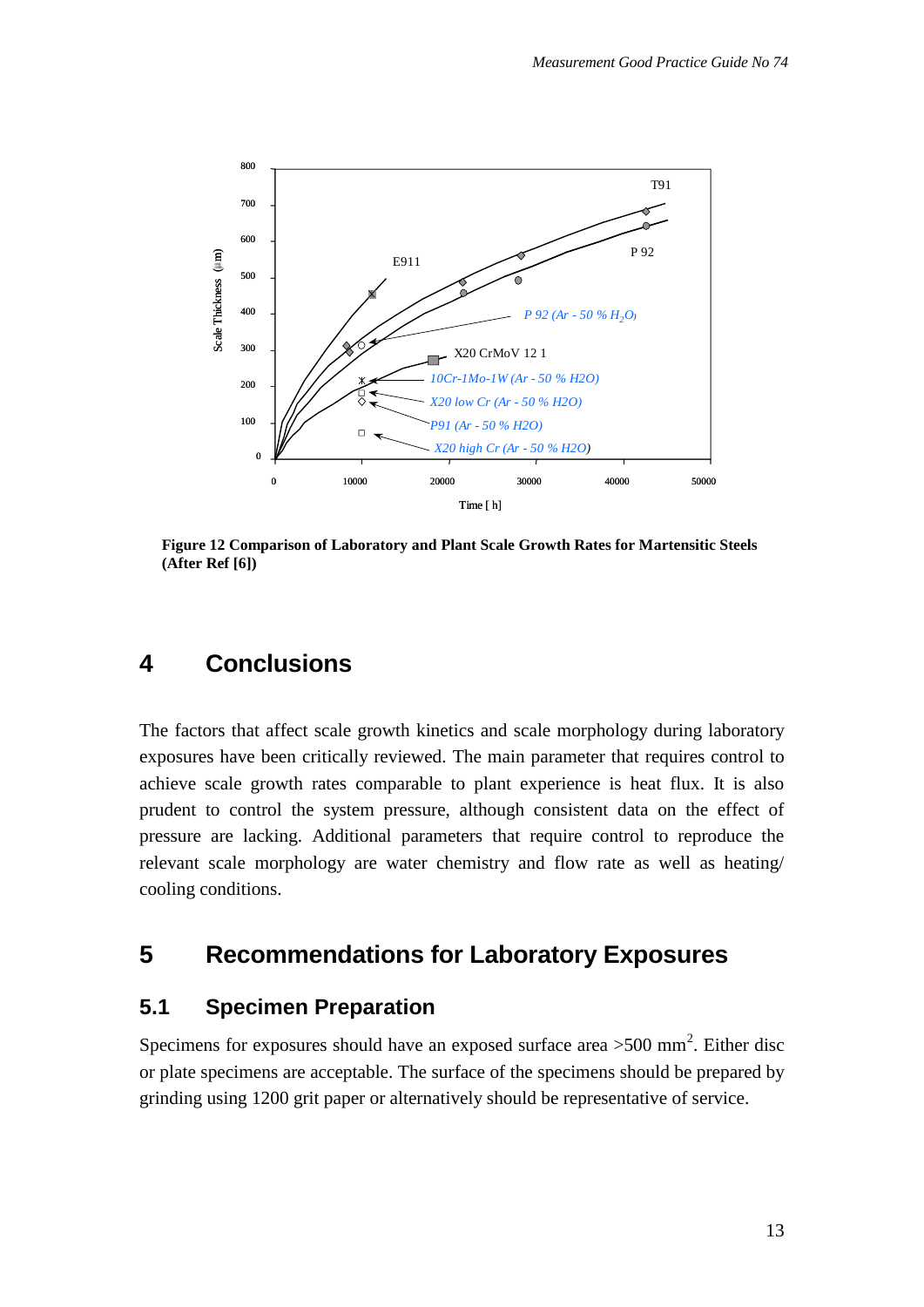**Figure 12 Comparison of Laboratory and Plant Scale Growth Rates for Martensitic Steels (After Ref [6])**

# 4 Conclusions

The factors that affect scale growth kinetics and scale morphology during laboratory exposures have been critically reviewed. The main parameter that requires control to achieve scale growth rates comparable to plant experience is heat flux. It is also prudent to control the system pressure, although consistent data on the effect of pressure are lacking. Additional parameters that require control to reproduce the relevant scale morphology are water chemistry and flow rate as well as heating/ cooling conditions.

# 5 Recommendations for Laboratory Exposures

## 5.1 Specimen Preparation

Specimens for exposures should have an exposed surface area >500 $mm^2$. Either disc or plate specimens are acceptable. The surface of the specimens should be prepared by grinding using 1200 grit paper or alternatively should be representative of service.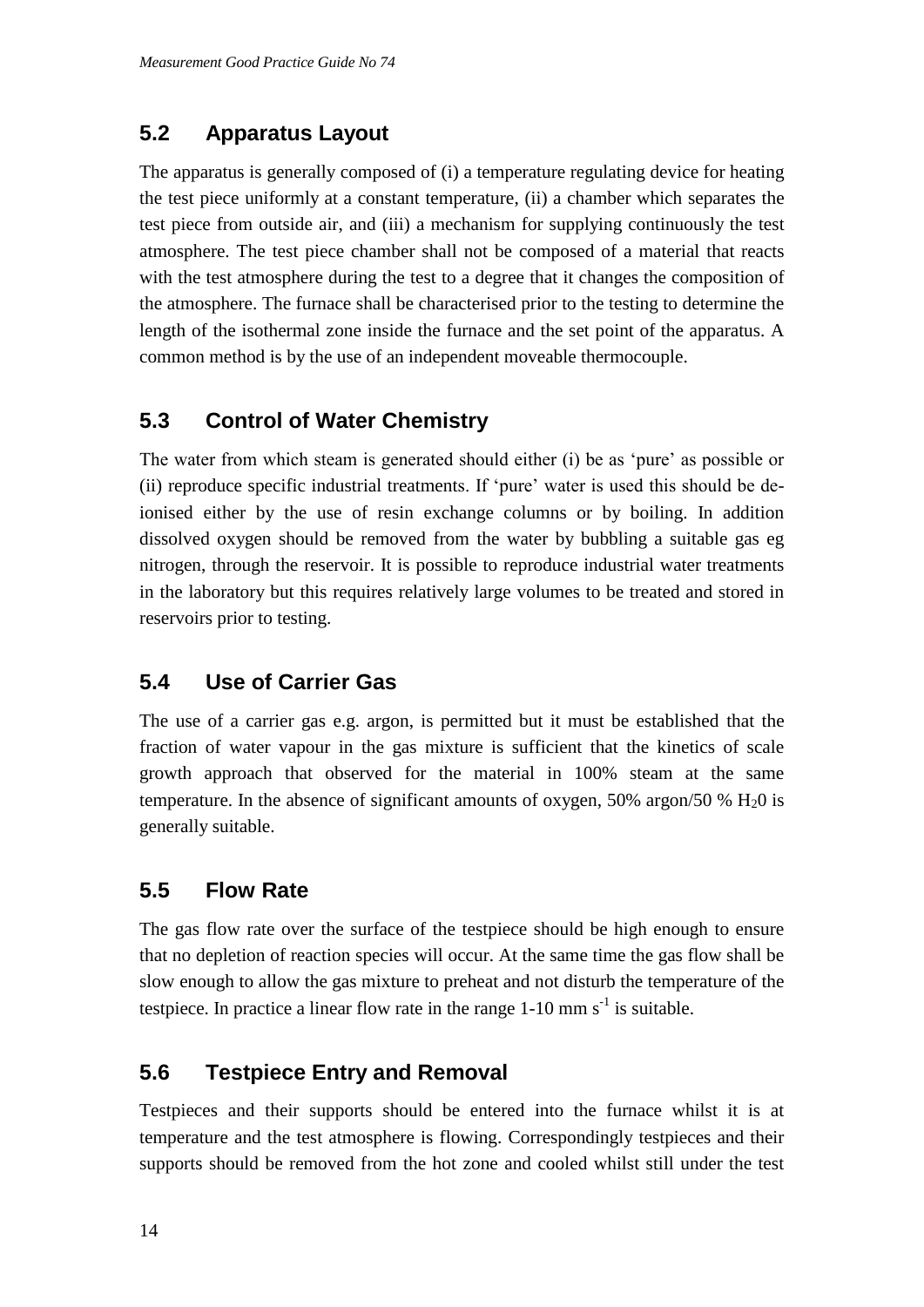## 5.2 Apparatus Layout

The apparatus is generally composed of (i) a temperature regulating device for heating the test piece uniformly at a constant temperature, (ii) a chamber which separates the test piece from outside air, and (iii) a mechanism for supplying continuously the test atmosphere. The test piece chamber shall not be composed of a material that reacts with the test atmosphere during the test to a degree that it changes the composition of the atmosphere. The furnace shall be characterised prior to the testing to determine the length of the isothermal zone inside the furnace and the set point of the apparatus. A common method is by the use of an independent moveable thermocouple.

## 5.3 Control of Water Chemistry

The water from which steam is generated should either (i) be as 'pure' as possible or (ii) reproduce specific industrial treatments. If 'pure' water is used this should be de-ionised either by the use of resin exchange columns or by boiling. In addition dissolved oxygen should be removed from the water by bubbling a suitable gas eg nitrogen, through the reservoir. It is possible to reproduce industrial water treatments in the laboratory but this requires relatively large volumes to be treated and stored in reservoirs prior to testing.

## 5.4 Use of Carrier Gas

The use of a carrier gas e.g. argon, is permitted but it must be established that the fraction of water vapour in the gas mixture is sufficient that the kinetics of scale growth approach that observed for the material in 100% steam at the same temperature. In the absence of significant amounts of oxygen, 50% argon/50 % $H_20$ is generally suitable.

## 5.5 Flow Rate

The gas flow rate over the surface of the testpiece should be high enough to ensure that no depletion of reaction species will occur. At the same time the gas flow shall be slow enough to allow the gas mixture to preheat and not disturb the temperature of the testpiece. In practice a linear flow rate in the range 1-10 mm $s^{-1}$ is suitable.

## 5.6 Testpiece Entry and Removal

Testpieces and their supports should be entered into the furnace whilst it is at temperature and the test atmosphere is flowing. Correspondingly testpieces and their supports should be removed from the hot zone and cooled whilst still under the test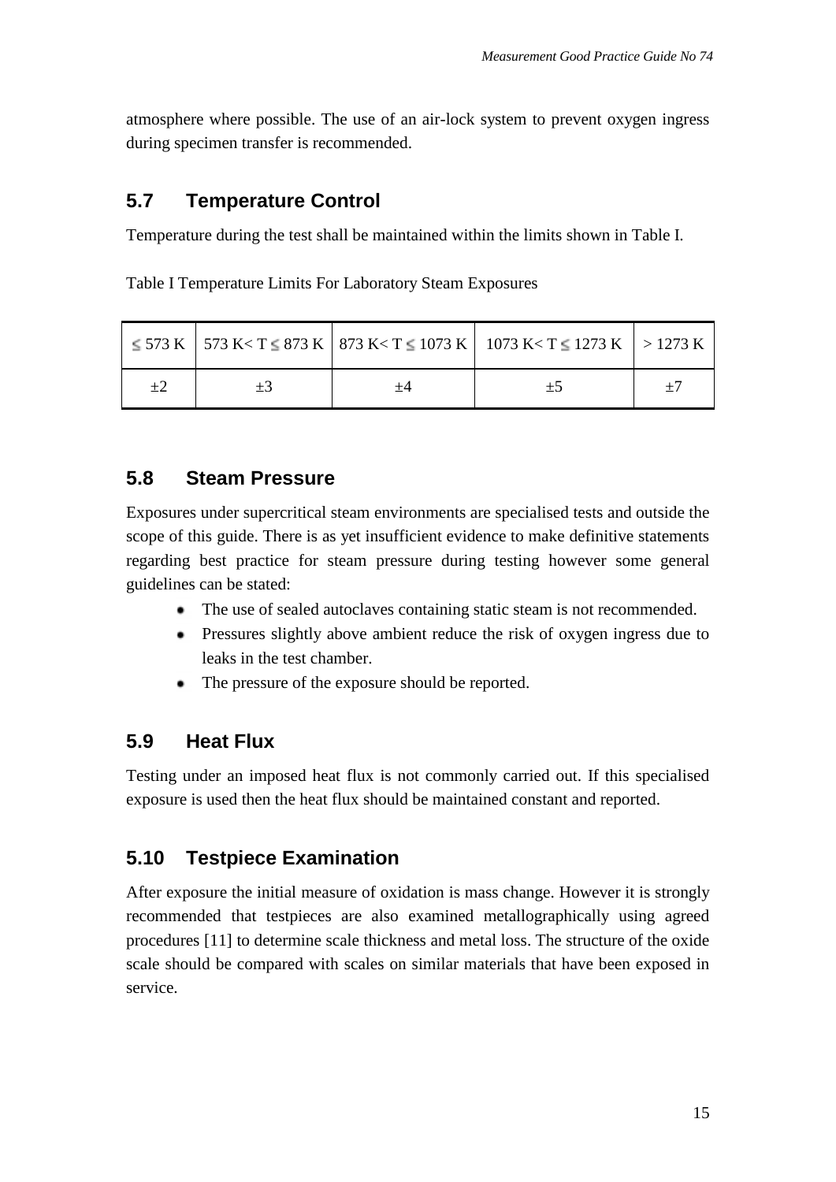atmosphere where possible. The use of an air-lock system to prevent oxygen ingress during specimen transfer is recommended.

## 5.7 Temperature Control

Temperature during the test shall be maintained within the limits shown in Table I.

Table I Temperature Limits For Laboratory Steam Exposures

| ≤ 573 K | 573 K< T ≤ 873 K | 873 K< T ≤ 1073 K | 1073 K< T ≤ 1273 K | > 1273 K |
|---|---|---|---|---|
| ±2 | ±3 | ±4 | ±5 | ±7 |

## 5.8 Steam Pressure

Exposures under supercritical steam environments are specialised tests and outside the scope of this guide. There is as yet insufficient evidence to make definitive statements regarding best practice for steam pressure during testing however some general guidelines can be stated:

- The use of sealed autoclaves containing static steam is not recommended.
- Pressures slightly above ambient reduce the risk of oxygen ingress due to leaks in the test chamber.
- The pressure of the exposure should be reported.

## 5.9 Heat Flux

Testing under an imposed heat flux is not commonly carried out. If this specialised exposure is used then the heat flux should be maintained constant and reported.

## 5.10 Testpiece Examination

After exposure the initial measure of oxidation is mass change. However it is strongly recommended that testpieces are also examined metallographically using agreed procedures [11] to determine scale thickness and metal loss. The structure of the oxide scale should be compared with scales on similar materials that have been exposed in service.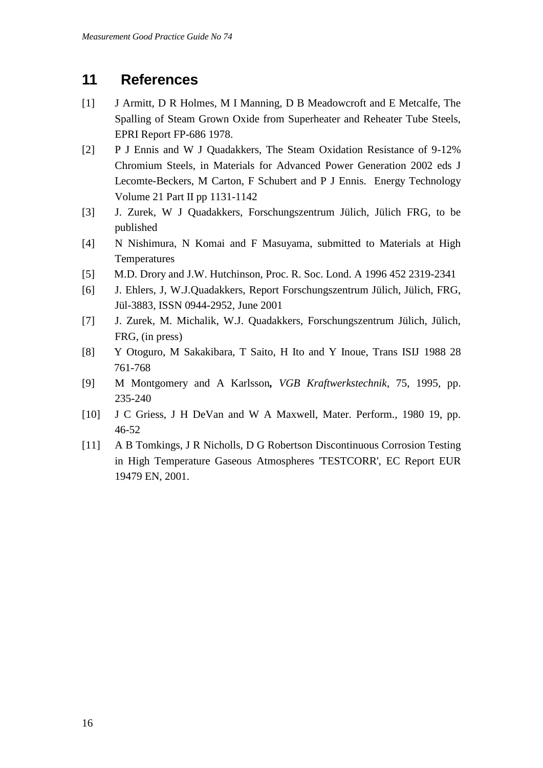## 11 References

[1] J Armitt, D R Holmes, M I Manning, D B Meadowcroft and E Metcalfe, The Spalling of Steam Grown Oxide from Superheater and Reheater Tube Steels, EPRI Report FP-686 1978.

[2] P J Ennis and W J Quadakkers, The Steam Oxidation Resistance of 9-12% Chromium Steels, in Materials for Advanced Power Generation 2002 eds J Lecomte-Beckers, M Carton, F Schubert and P J Ennis. Energy Technology Volume 21 Part II pp 1131-1142

[3] J. Zurek, W J Quadakkers, Forschungszentrum Jülich, Jülich FRG, to be published

[4] N Nishimura, N Komai and F Masuyama, submitted to Materials at High Temperatures

[5] M.D. Drory and J.W. Hutchinson, Proc. R. Soc. Lond. A 1996 452 2319-2341

[6] J. Ehlers, J, W.J.Quadakkers, Report Forschungszentrum Jülich, Jülich, FRG, Jül-3883, ISSN 0944-2952, June 2001

[7] J. Zurek, M. Michalik, W.J. Quadakkers, Forschungszentrum Jülich, Jülich, FRG, (in press)

[8] Y Otoguro, M Sakakibara, T Saito, H Ito and Y Inoue, Trans ISIJ 1988 28 761-768

[9] M Montgomery and A Karlsson**,** *VGB Kraftwerkstechnik*, 75, 1995, pp. 235-240

[10] J C Griess, J H DeVan and W A Maxwell, Mater. Perform., 1980 19, pp. 46-52

[11] A B Tomkings, J R Nicholls, D G Robertson Discontinuous Corrosion Testing in High Temperature Gaseous Atmospheres 'TESTCORR', EC Report EUR 19479 EN, 2001.